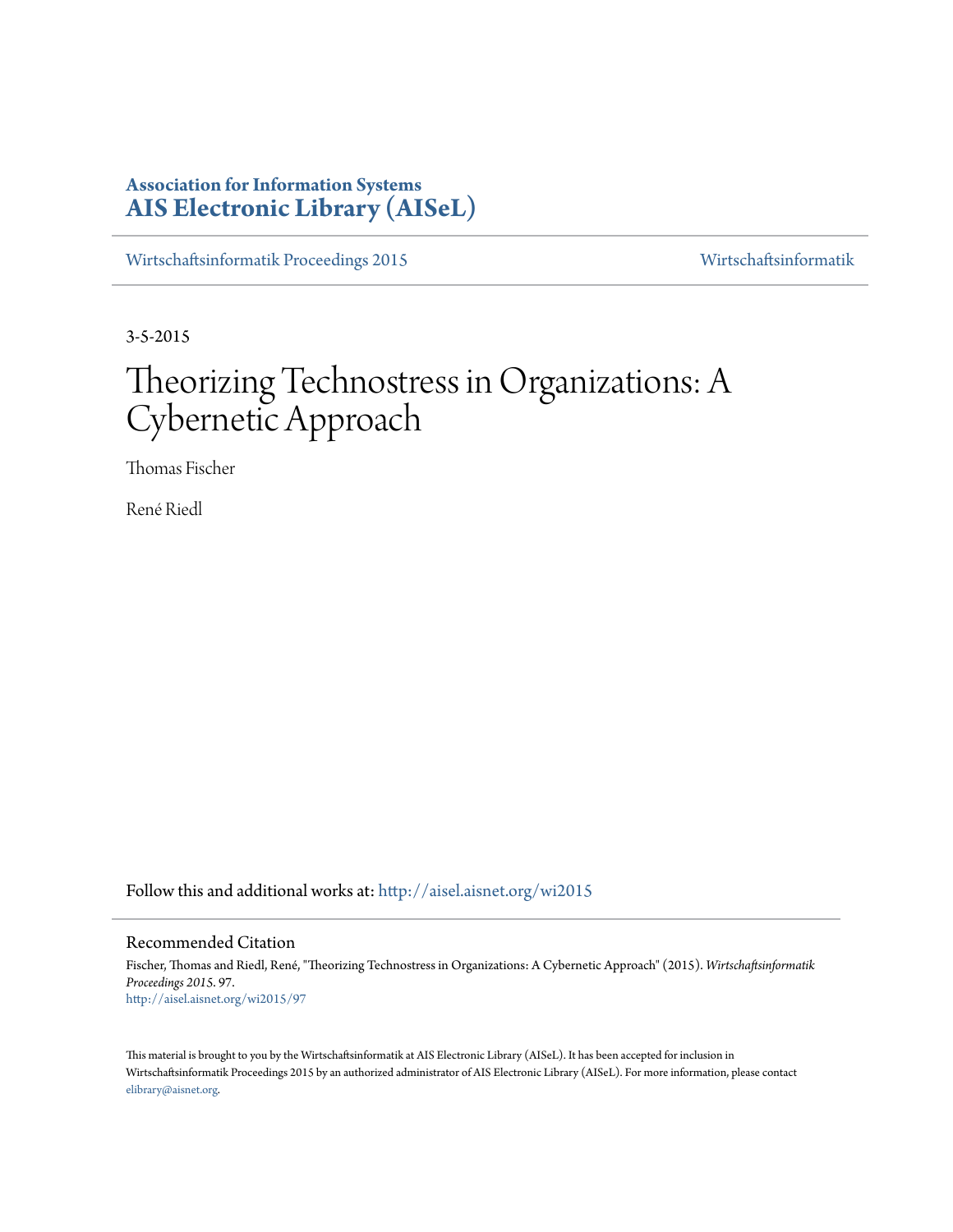**Association for Information Systems**
**AIS Electronic Library (AISeL)**

Wirtschaftsinformatik Proceedings 2015 — Wirtschaftsinformatik

3-5-2015

# Theorizing Technostress in Organizations: A Cybernetic Approach

Thomas Fischer

René Riedl

Follow this and additional works at: http://aisel.aisnet.org/wi2015

## Recommended Citation

Fischer, Thomas and Riedl, René, "Theorizing Technostress in Organizations: A Cybernetic Approach" (2015). *Wirtschaftsinformatik Proceedings 2015*. 97.
http://aisel.aisnet.org/wi2015/97

This material is brought to you by the Wirtschaftsinformatik at AIS Electronic Library (AISeL). It has been accepted for inclusion in Wirtschaftsinformatik Proceedings 2015 by an authorized administrator of AIS Electronic Library (AISeL). For more information, please contact elibrary@aisnet.org.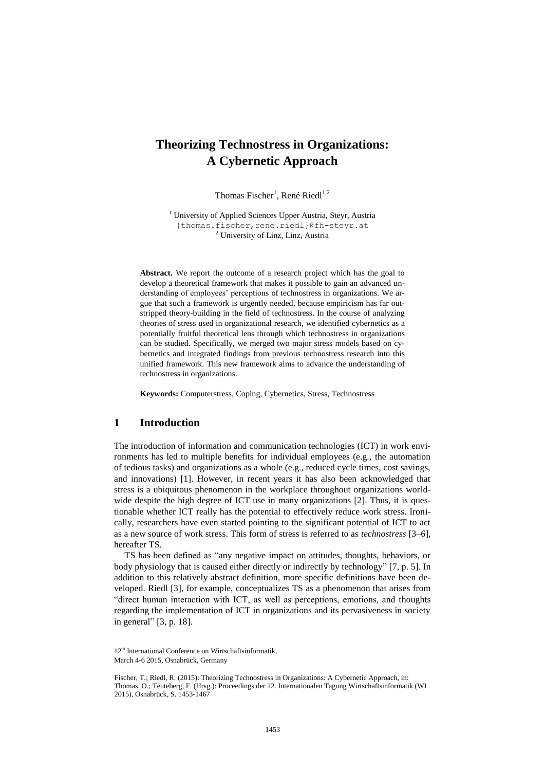# Theorizing Technostress in Organizations: A Cybernetic Approach

Thomas Fischer[1], René Riedl[1,2]

[1] University of Applied Sciences Upper Austria, Steyr, Austria
{thomas.fischer,rene.riedl}@fh-steyr.at
[2] University of Linz, Linz, Austria

**Abstract.** We report the outcome of a research project which has the goal to develop a theoretical framework that makes it possible to gain an advanced understanding of employees' perceptions of technostress in organizations. We argue that such a framework is urgently needed, because empiricism has far outstripped theory-building in the field of technostress. In the course of analyzing theories of stress used in organizational research, we identified cybernetics as a potentially fruitful theoretical lens through which technostress in organizations can be studied. Specifically, we merged two major stress models based on cybernetics and integrated findings from previous technostress research into this unified framework. This new framework aims to advance the understanding of technostress in organizations.

**Keywords:** Computerstress, Coping, Cybernetics, Stress, Technostress

## 1 Introduction

The introduction of information and communication technologies (ICT) in work environments has led to multiple benefits for individual employees (e.g., the automation of tedious tasks) and organizations as a whole (e.g., reduced cycle times, cost savings, and innovations) [1]. However, in recent years it has also been acknowledged that stress is a ubiquitous phenomenon in the workplace throughout organizations worldwide despite the high degree of ICT use in many organizations [2]. Thus, it is questionable whether ICT really has the potential to effectively reduce work stress. Ironically, researchers have even started pointing to the significant potential of ICT to act as a new source of work stress. This form of stress is referred to as *technostress* [3–6], hereafter TS.

TS has been defined as "any negative impact on attitudes, thoughts, behaviors, or body physiology that is caused either directly or indirectly by technology" [7, p. 5]. In addition to this relatively abstract definition, more specific definitions have been developed. Riedl [3], for example, conceptualizes TS as a phenomenon that arises from "direct human interaction with ICT, as well as perceptions, emotions, and thoughts regarding the implementation of ICT in organizations and its pervasiveness in society in general" [3, p. 18].

12th International Conference on Wirtschaftsinformatik,
March 4-6 2015, Osnabrück, Germany

Fischer, T.; Riedl, R. (2015): Theorizing Technostress in Organizations: A Cybernetic Approach, in: Thomas. O.; Teuteberg, F. (Hrsg.): Proceedings der 12. Internationalen Tagung Wirtschaftsinformatik (WI 2015), Osnabrück, S. 1453-1467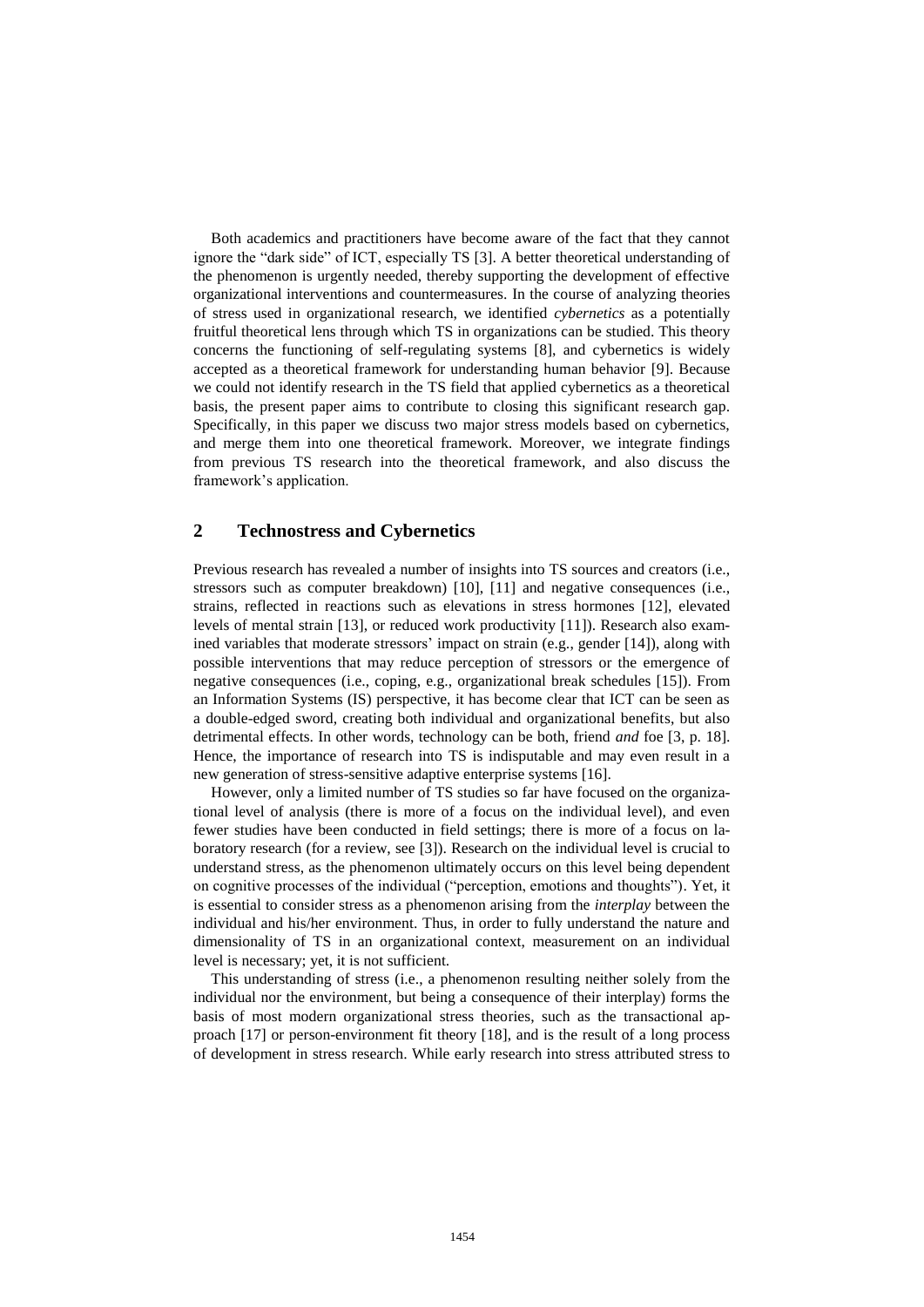Both academics and practitioners have become aware of the fact that they cannot ignore the "dark side" of ICT, especially TS [3]. A better theoretical understanding of the phenomenon is urgently needed, thereby supporting the development of effective organizational interventions and countermeasures. In the course of analyzing theories of stress used in organizational research, we identified *cybernetics* as a potentially fruitful theoretical lens through which TS in organizations can be studied. This theory concerns the functioning of self-regulating systems [8], and cybernetics is widely accepted as a theoretical framework for understanding human behavior [9]. Because we could not identify research in the TS field that applied cybernetics as a theoretical basis, the present paper aims to contribute to closing this significant research gap. Specifically, in this paper we discuss two major stress models based on cybernetics, and merge them into one theoretical framework. Moreover, we integrate findings from previous TS research into the theoretical framework, and also discuss the framework's application.

## 2 Technostress and Cybernetics

Previous research has revealed a number of insights into TS sources and creators (i.e., stressors such as computer breakdown) [10], [11] and negative consequences (i.e., strains, reflected in reactions such as elevations in stress hormones [12], elevated levels of mental strain [13], or reduced work productivity [11]). Research also examined variables that moderate stressors' impact on strain (e.g., gender [14]), along with possible interventions that may reduce perception of stressors or the emergence of negative consequences (i.e., coping, e.g., organizational break schedules [15]). From an Information Systems (IS) perspective, it has become clear that ICT can be seen as a double-edged sword, creating both individual and organizational benefits, but also detrimental effects. In other words, technology can be both, friend *and* foe [3, p. 18]. Hence, the importance of research into TS is indisputable and may even result in a new generation of stress-sensitive adaptive enterprise systems [16].

However, only a limited number of TS studies so far have focused on the organizational level of analysis (there is more of a focus on the individual level), and even fewer studies have been conducted in field settings; there is more of a focus on laboratory research (for a review, see [3]). Research on the individual level is crucial to understand stress, as the phenomenon ultimately occurs on this level being dependent on cognitive processes of the individual ("perception, emotions and thoughts"). Yet, it is essential to consider stress as a phenomenon arising from the *interplay* between the individual and his/her environment. Thus, in order to fully understand the nature and dimensionality of TS in an organizational context, measurement on an individual level is necessary; yet, it is not sufficient.

This understanding of stress (i.e., a phenomenon resulting neither solely from the individual nor the environment, but being a consequence of their interplay) forms the basis of most modern organizational stress theories, such as the transactional approach [17] or person-environment fit theory [18], and is the result of a long process of development in stress research. While early research into stress attributed stress to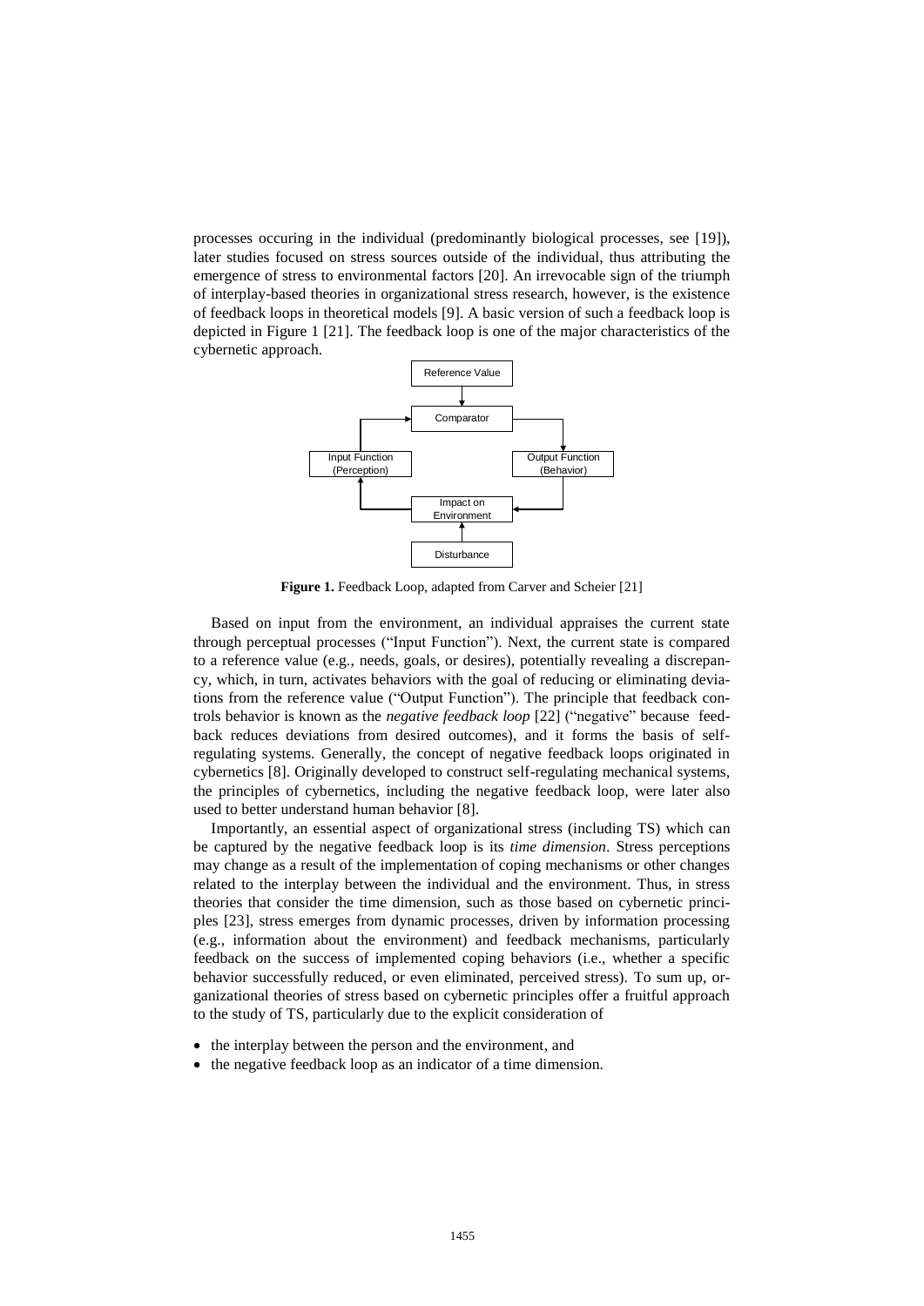processes occuring in the individual (predominantly biological processes, see [19]), later studies focused on stress sources outside of the individual, thus attributing the emergence of stress to environmental factors [20]. An irrevocable sign of the triumph of interplay-based theories in organizational stress research, however, is the existence of feedback loops in theoretical models [9]. A basic version of such a feedback loop is depicted in Figure 1 [21]. The feedback loop is one of the major characteristics of the cybernetic approach.

**Figure 1.** Feedback Loop, adapted from Carver and Scheier [21]

Based on input from the environment, an individual appraises the current state through perceptual processes ("Input Function"). Next, the current state is compared to a reference value (e.g., needs, goals, or desires), potentially revealing a discrepancy, which, in turn, activates behaviors with the goal of reducing or eliminating deviations from the reference value ("Output Function"). The principle that feedback controls behavior is known as the *negative feedback loop* [22] ("negative" because feedback reduces deviations from desired outcomes), and it forms the basis of self-regulating systems. Generally, the concept of negative feedback loops originated in cybernetics [8]. Originally developed to construct self-regulating mechanical systems, the principles of cybernetics, including the negative feedback loop, were later also used to better understand human behavior [8].

Importantly, an essential aspect of organizational stress (including TS) which can be captured by the negative feedback loop is its *time dimension*. Stress perceptions may change as a result of the implementation of coping mechanisms or other changes related to the interplay between the individual and the environment. Thus, in stress theories that consider the time dimension, such as those based on cybernetic principles [23], stress emerges from dynamic processes, driven by information processing (e.g., information about the environment) and feedback mechanisms, particularly feedback on the success of implemented coping behaviors (i.e., whether a specific behavior successfully reduced, or even eliminated, perceived stress). To sum up, organizational theories of stress based on cybernetic principles offer a fruitful approach to the study of TS, particularly due to the explicit consideration of

- the interplay between the person and the environment, and
- the negative feedback loop as an indicator of a time dimension.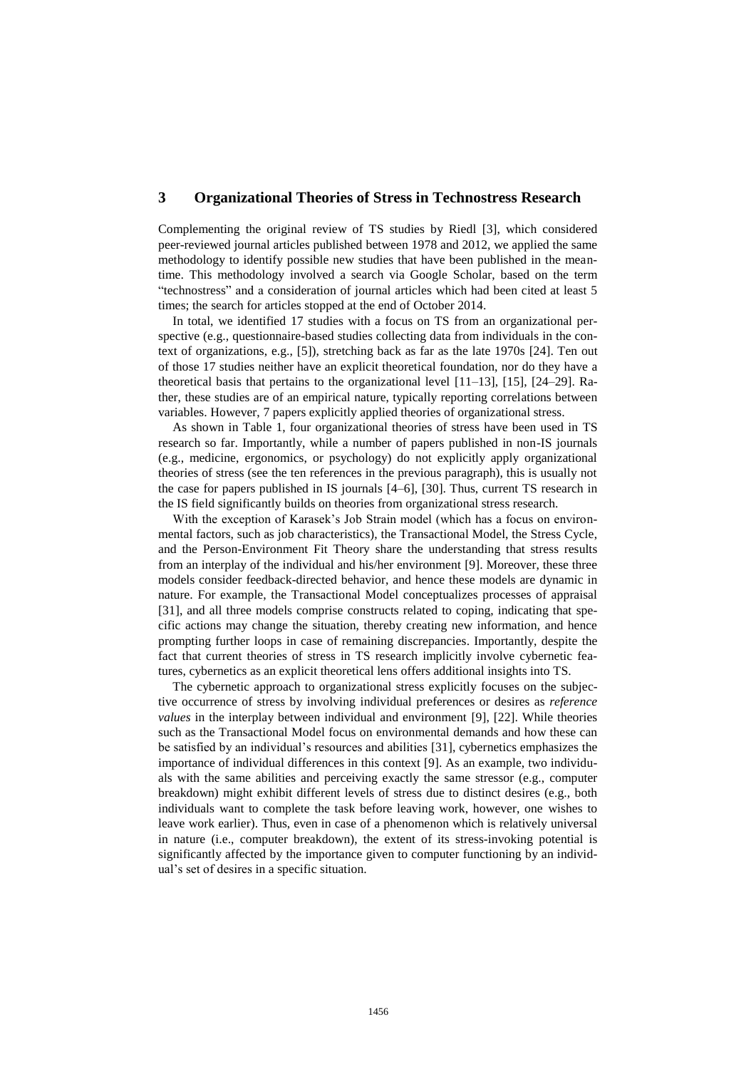## 3 Organizational Theories of Stress in Technostress Research

Complementing the original review of TS studies by Riedl [3], which considered peer-reviewed journal articles published between 1978 and 2012, we applied the same methodology to identify possible new studies that have been published in the meantime. This methodology involved a search via Google Scholar, based on the term "technostress" and a consideration of journal articles which had been cited at least 5 times; the search for articles stopped at the end of October 2014.

In total, we identified 17 studies with a focus on TS from an organizational perspective (e.g., questionnaire-based studies collecting data from individuals in the context of organizations, e.g., [5]), stretching back as far as the late 1970s [24]. Ten out of those 17 studies neither have an explicit theoretical foundation, nor do they have a theoretical basis that pertains to the organizational level [11–13], [15], [24–29]. Rather, these studies are of an empirical nature, typically reporting correlations between variables. However, 7 papers explicitly applied theories of organizational stress.

As shown in Table 1, four organizational theories of stress have been used in TS research so far. Importantly, while a number of papers published in non-IS journals (e.g., medicine, ergonomics, or psychology) do not explicitly apply organizational theories of stress (see the ten references in the previous paragraph), this is usually not the case for papers published in IS journals [4–6], [30]. Thus, current TS research in the IS field significantly builds on theories from organizational stress research.

With the exception of Karasek's Job Strain model (which has a focus on environmental factors, such as job characteristics), the Transactional Model, the Stress Cycle, and the Person-Environment Fit Theory share the understanding that stress results from an interplay of the individual and his/her environment [9]. Moreover, these three models consider feedback-directed behavior, and hence these models are dynamic in nature. For example, the Transactional Model conceptualizes processes of appraisal [31], and all three models comprise constructs related to coping, indicating that specific actions may change the situation, thereby creating new information, and hence prompting further loops in case of remaining discrepancies. Importantly, despite the fact that current theories of stress in TS research implicitly involve cybernetic features, cybernetics as an explicit theoretical lens offers additional insights into TS.

The cybernetic approach to organizational stress explicitly focuses on the subjective occurrence of stress by involving individual preferences or desires as *reference values* in the interplay between individual and environment [9], [22]. While theories such as the Transactional Model focus on environmental demands and how these can be satisfied by an individual's resources and abilities [31], cybernetics emphasizes the importance of individual differences in this context [9]. As an example, two individuals with the same abilities and perceiving exactly the same stressor (e.g., computer breakdown) might exhibit different levels of stress due to distinct desires (e.g., both individuals want to complete the task before leaving work, however, one wishes to leave work earlier). Thus, even in case of a phenomenon which is relatively universal in nature (i.e., computer breakdown), the extent of its stress-invoking potential is significantly affected by the importance given to computer functioning by an individual's set of desires in a specific situation.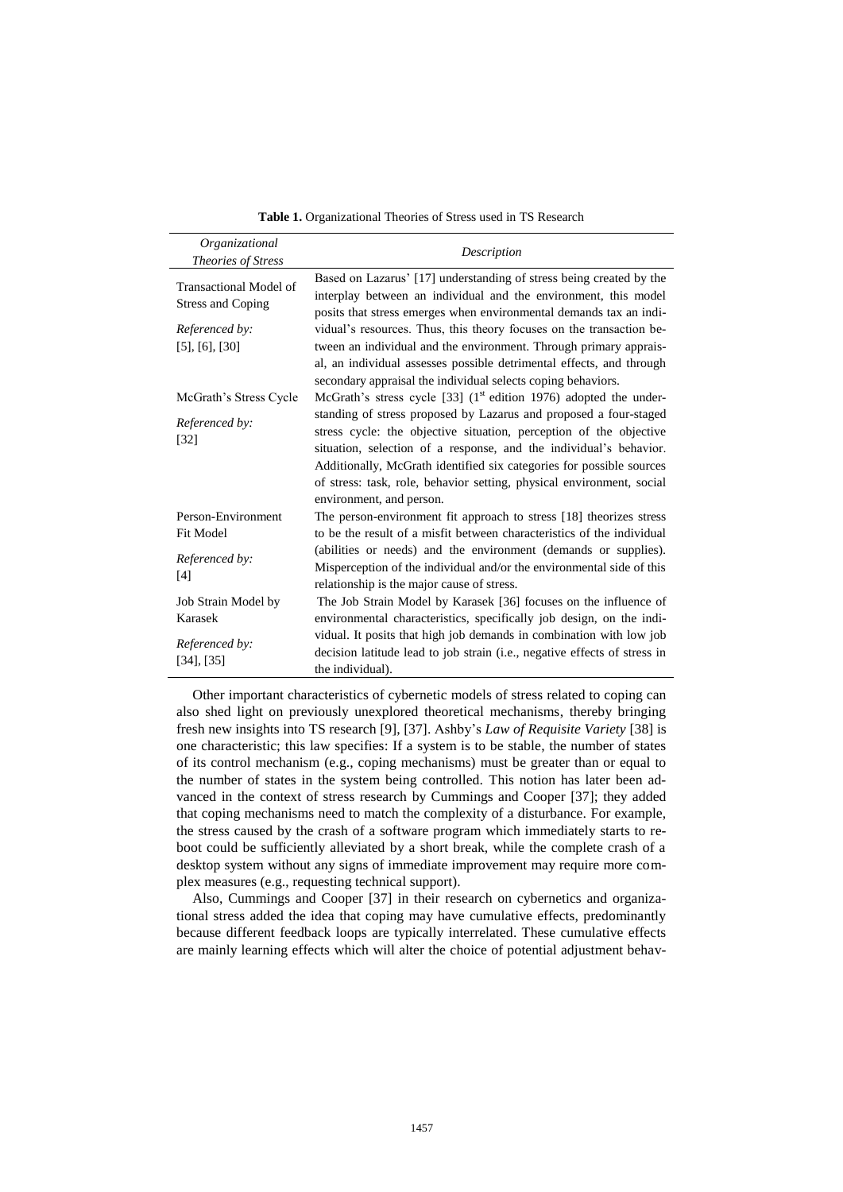**Table 1.** Organizational Theories of Stress used in TS Research

| *Organizational Theories of Stress* | *Description* |
|---|---|
| Transactional Model of Stress and Coping<br><br>*Referenced by:*<br>[5], [6], [30] | Based on Lazarus' [17] understanding of stress being created by the interplay between an individual and the environment, this model posits that stress emerges when environmental demands tax an individual's resources. Thus, this theory focuses on the transaction between an individual and the environment. Through primary appraisal, an individual assesses possible detrimental effects, and through secondary appraisal the individual selects coping behaviors. |
| McGrath's Stress Cycle<br><br>*Referenced by:*<br>[32] | McGrath's stress cycle [33] (1st edition 1976) adopted the understanding of stress proposed by Lazarus and proposed a four-staged stress cycle: the objective situation, perception of the objective situation, selection of a response, and the individual's behavior. Additionally, McGrath identified six categories for possible sources of stress: task, role, behavior setting, physical environment, social environment, and person. |
| Person-Environment Fit Model<br><br>*Referenced by:*<br>[4] | The person-environment fit approach to stress [18] theorizes stress to be the result of a misfit between characteristics of the individual (abilities or needs) and the environment (demands or supplies). Misperception of the individual and/or the environmental side of this relationship is the major cause of stress. |
| Job Strain Model by Karasek<br><br>*Referenced by:*<br>[34], [35] | The Job Strain Model by Karasek [36] focuses on the influence of environmental characteristics, specifically job design, on the individual. It posits that high job demands in combination with low job decision latitude lead to job strain (i.e., negative effects of stress in the individual). |

Other important characteristics of cybernetic models of stress related to coping can also shed light on previously unexplored theoretical mechanisms, thereby bringing fresh new insights into TS research [9], [37]. Ashby's *Law of Requisite Variety* [38] is one characteristic; this law specifies: If a system is to be stable, the number of states of its control mechanism (e.g., coping mechanisms) must be greater than or equal to the number of states in the system being controlled. This notion has later been advanced in the context of stress research by Cummings and Cooper [37]; they added that coping mechanisms need to match the complexity of a disturbance. For example, the stress caused by the crash of a software program which immediately starts to reboot could be sufficiently alleviated by a short break, while the complete crash of a desktop system without any signs of immediate improvement may require more complex measures (e.g., requesting technical support).

Also, Cummings and Cooper [37] in their research on cybernetics and organizational stress added the idea that coping may have cumulative effects, predominantly because different feedback loops are typically interrelated. These cumulative effects are mainly learning effects which will alter the choice of potential adjustment behav-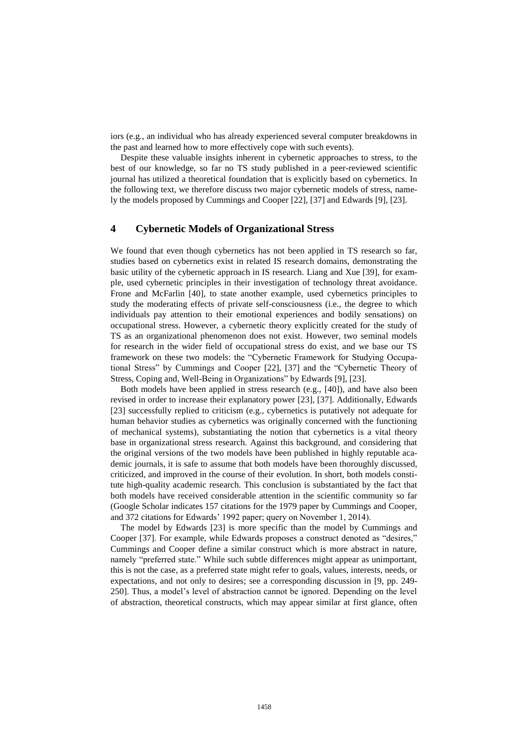iors (e.g., an individual who has already experienced several computer breakdowns in the past and learned how to more effectively cope with such events).

Despite these valuable insights inherent in cybernetic approaches to stress, to the best of our knowledge, so far no TS study published in a peer-reviewed scientific journal has utilized a theoretical foundation that is explicitly based on cybernetics. In the following text, we therefore discuss two major cybernetic models of stress, namely the models proposed by Cummings and Cooper [22], [37] and Edwards [9], [23].

## 4 Cybernetic Models of Organizational Stress

We found that even though cybernetics has not been applied in TS research so far, studies based on cybernetics exist in related IS research domains, demonstrating the basic utility of the cybernetic approach in IS research. Liang and Xue [39], for example, used cybernetic principles in their investigation of technology threat avoidance. Frone and McFarlin [40], to state another example, used cybernetics principles to study the moderating effects of private self-consciousness (i.e., the degree to which individuals pay attention to their emotional experiences and bodily sensations) on occupational stress. However, a cybernetic theory explicitly created for the study of TS as an organizational phenomenon does not exist. However, two seminal models for research in the wider field of occupational stress do exist, and we base our TS framework on these two models: the "Cybernetic Framework for Studying Occupational Stress" by Cummings and Cooper [22], [37] and the "Cybernetic Theory of Stress, Coping and, Well-Being in Organizations" by Edwards [9], [23].

Both models have been applied in stress research (e.g., [40]), and have also been revised in order to increase their explanatory power [23], [37]. Additionally, Edwards [23] successfully replied to criticism (e.g., cybernetics is putatively not adequate for human behavior studies as cybernetics was originally concerned with the functioning of mechanical systems), substantiating the notion that cybernetics is a vital theory base in organizational stress research. Against this background, and considering that the original versions of the two models have been published in highly reputable academic journals, it is safe to assume that both models have been thoroughly discussed, criticized, and improved in the course of their evolution. In short, both models constitute high-quality academic research. This conclusion is substantiated by the fact that both models have received considerable attention in the scientific community so far (Google Scholar indicates 157 citations for the 1979 paper by Cummings and Cooper, and 372 citations for Edwards' 1992 paper; query on November 1, 2014).

The model by Edwards [23] is more specific than the model by Cummings and Cooper [37]. For example, while Edwards proposes a construct denoted as "desires," Cummings and Cooper define a similar construct which is more abstract in nature, namely "preferred state." While such subtle differences might appear as unimportant, this is not the case, as a preferred state might refer to goals, values, interests, needs, or expectations, and not only to desires; see a corresponding discussion in [9, pp. 249-250]. Thus, a model's level of abstraction cannot be ignored. Depending on the level of abstraction, theoretical constructs, which may appear similar at first glance, often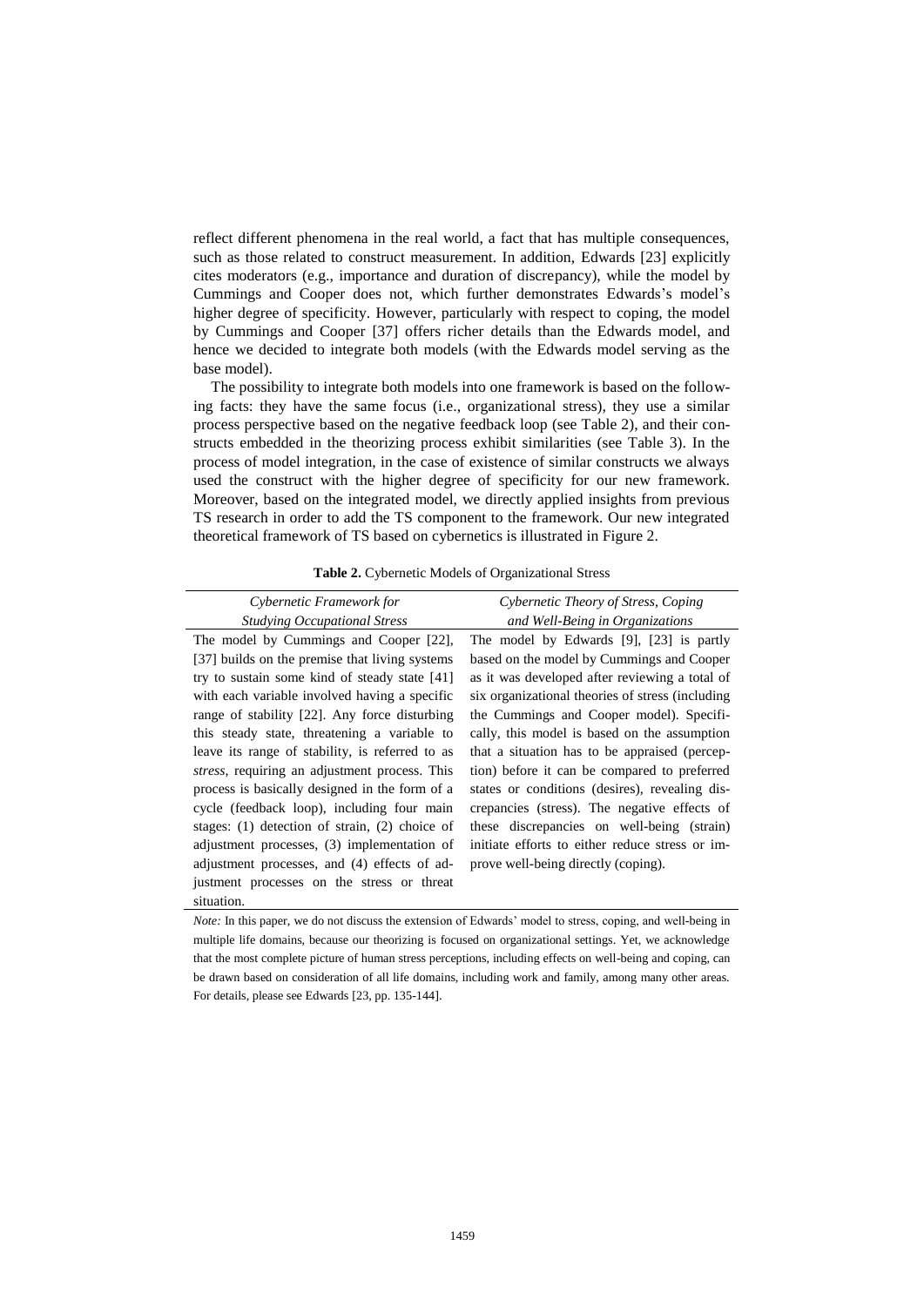reflect different phenomena in the real world, a fact that has multiple consequences, such as those related to construct measurement. In addition, Edwards [23] explicitly cites moderators (e.g., importance and duration of discrepancy), while the model by Cummings and Cooper does not, which further demonstrates Edwards's model's higher degree of specificity. However, particularly with respect to coping, the model by Cummings and Cooper [37] offers richer details than the Edwards model, and hence we decided to integrate both models (with the Edwards model serving as the base model).

The possibility to integrate both models into one framework is based on the following facts: they have the same focus (i.e., organizational stress), they use a similar process perspective based on the negative feedback loop (see Table 2), and their constructs embedded in the theorizing process exhibit similarities (see Table 3). In the process of model integration, in the case of existence of similar constructs we always used the construct with the higher degree of specificity for our new framework. Moreover, based on the integrated model, we directly applied insights from previous TS research in order to add the TS component to the framework. Our new integrated theoretical framework of TS based on cybernetics is illustrated in Figure 2.

**Table 2.** Cybernetic Models of Organizational Stress

| *Cybernetic Framework for Studying Occupational Stress* | *Cybernetic Theory of Stress, Coping and Well-Being in Organizations* |
|---|---|
| The model by Cummings and Cooper [22], [37] builds on the premise that living systems try to sustain some kind of steady state [41] with each variable involved having a specific range of stability [22]. Any force disturbing this steady state, threatening a variable to leave its range of stability, is referred to as *stress*, requiring an adjustment process. This process is basically designed in the form of a cycle (feedback loop), including four main stages: (1) detection of strain, (2) choice of adjustment processes, (3) implementation of adjustment processes, and (4) effects of adjustment processes on the stress or threat situation. | The model by Edwards [9], [23] is partly based on the model by Cummings and Cooper as it was developed after reviewing a total of six organizational theories of stress (including the Cummings and Cooper model). Specifically, this model is based on the assumption that a situation has to be appraised (perception) before it can be compared to preferred states or conditions (desires), revealing discrepancies (stress). The negative effects of these discrepancies on well-being (strain) initiate efforts to either reduce stress or improve well-being directly (coping). |

*Note:* In this paper, we do not discuss the extension of Edwards' model to stress, coping, and well-being in multiple life domains, because our theorizing is focused on organizational settings. Yet, we acknowledge that the most complete picture of human stress perceptions, including effects on well-being and coping, can be drawn based on consideration of all life domains, including work and family, among many other areas. For details, please see Edwards [23, pp. 135-144].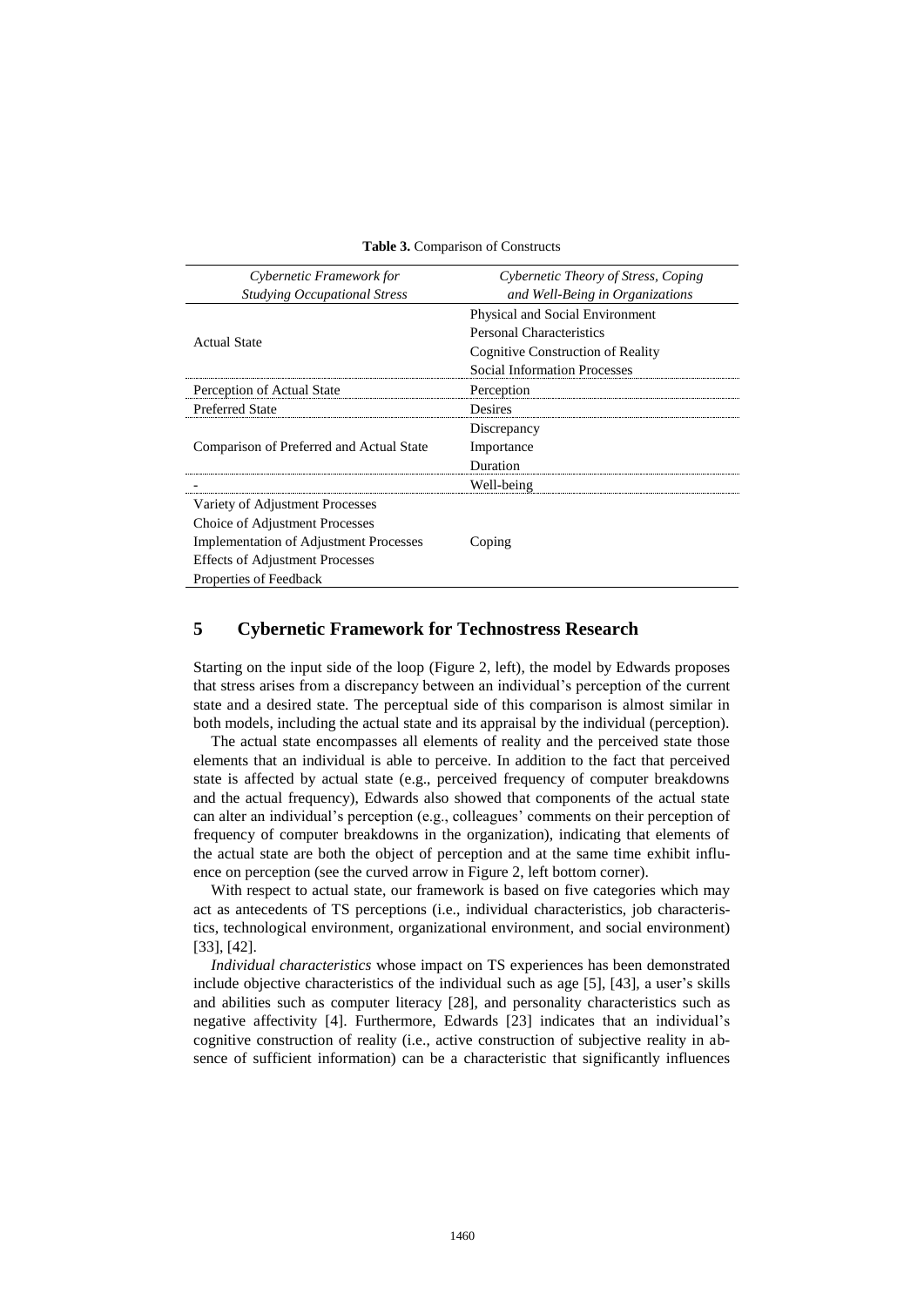**Table 3.** Comparison of Constructs

| *Cybernetic Framework for Studying Occupational Stress* | *Cybernetic Theory of Stress, Coping and Well-Being in Organizations* |
|---|---|
| Actual State | Physical and Social Environment<br>Personal Characteristics<br>Cognitive Construction of Reality<br>Social Information Processes |
| Perception of Actual State | Perception |
| Preferred State | Desires |
| Comparison of Preferred and Actual State | Discrepancy<br>Importance<br>Duration |
| - | Well-being |
| Variety of Adjustment Processes<br>Choice of Adjustment Processes<br>Implementation of Adjustment Processes<br>Effects of Adjustment Processes<br>Properties of Feedback | Coping |

## 5 Cybernetic Framework for Technostress Research

Starting on the input side of the loop (Figure 2, left), the model by Edwards proposes that stress arises from a discrepancy between an individual's perception of the current state and a desired state. The perceptual side of this comparison is almost similar in both models, including the actual state and its appraisal by the individual (perception).

The actual state encompasses all elements of reality and the perceived state those elements that an individual is able to perceive. In addition to the fact that perceived state is affected by actual state (e.g., perceived frequency of computer breakdowns and the actual frequency), Edwards also showed that components of the actual state can alter an individual's perception (e.g., colleagues' comments on their perception of frequency of computer breakdowns in the organization), indicating that elements of the actual state are both the object of perception and at the same time exhibit influence on perception (see the curved arrow in Figure 2, left bottom corner).

With respect to actual state, our framework is based on five categories which may act as antecedents of TS perceptions (i.e., individual characteristics, job characteristics, technological environment, organizational environment, and social environment) [33], [42].

*Individual characteristics* whose impact on TS experiences has been demonstrated include objective characteristics of the individual such as age [5], [43], a user's skills and abilities such as computer literacy [28], and personality characteristics such as negative affectivity [4]. Furthermore, Edwards [23] indicates that an individual's cognitive construction of reality (i.e., active construction of subjective reality in absence of sufficient information) can be a characteristic that significantly influences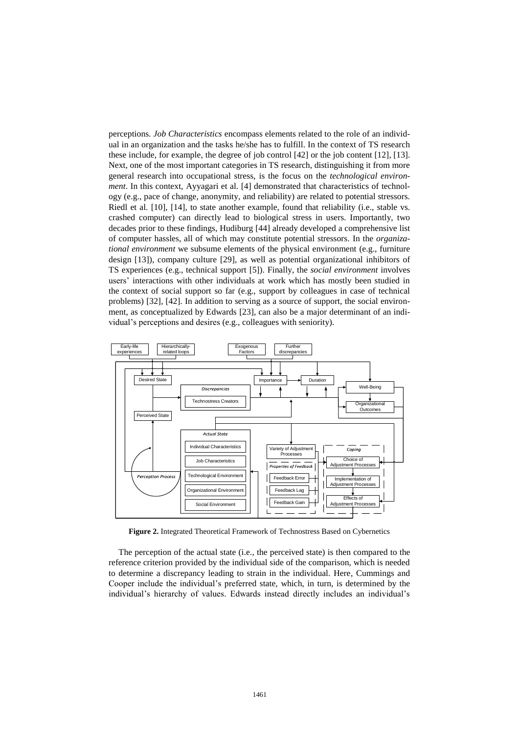perceptions. *Job Characteristics* encompass elements related to the role of an individual in an organization and the tasks he/she has to fulfill. In the context of TS research these include, for example, the degree of job control [42] or the job content [12], [13]. Next, one of the most important categories in TS research, distinguishing it from more general research into occupational stress, is the focus on the *technological environment*. In this context, Ayyagari et al. [4] demonstrated that characteristics of technology (e.g., pace of change, anonymity, and reliability) are related to potential stressors. Riedl et al. [10], [14], to state another example, found that reliability (i.e., stable vs. crashed computer) can directly lead to biological stress in users. Importantly, two decades prior to these findings, Hudiburg [44] already developed a comprehensive list of computer hassles, all of which may constitute potential stressors. In the *organizational environment* we subsume elements of the physical environment (e.g., furniture design [13]), company culture [29], as well as potential organizational inhibitors of TS experiences (e.g., technical support [5]). Finally, the *social environment* involves users' interactions with other individuals at work which has mostly been studied in the context of social support so far (e.g., support by colleagues in case of technical problems) [32], [42]. In addition to serving as a source of support, the social environment, as conceptualized by Edwards [23], can also be a major determinant of an individual's perceptions and desires (e.g., colleagues with seniority).

**Figure 2.** Integrated Theoretical Framework of Technostress Based on Cybernetics

The perception of the actual state (i.e., the perceived state) is then compared to the reference criterion provided by the individual side of the comparison, which is needed to determine a discrepancy leading to strain in the individual. Here, Cummings and Cooper include the individual's preferred state, which, in turn, is determined by the individual's hierarchy of values. Edwards instead directly includes an individual's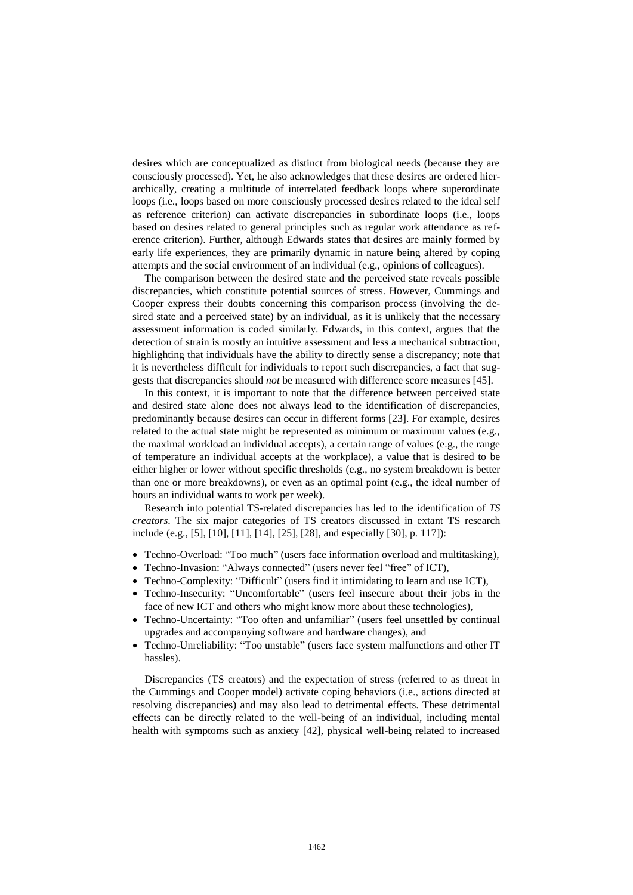desires which are conceptualized as distinct from biological needs (because they are consciously processed). Yet, he also acknowledges that these desires are ordered hierarchically, creating a multitude of interrelated feedback loops where superordinate loops (i.e., loops based on more consciously processed desires related to the ideal self as reference criterion) can activate discrepancies in subordinate loops (i.e., loops based on desires related to general principles such as regular work attendance as reference criterion). Further, although Edwards states that desires are mainly formed by early life experiences, they are primarily dynamic in nature being altered by coping attempts and the social environment of an individual (e.g., opinions of colleagues).

The comparison between the desired state and the perceived state reveals possible discrepancies, which constitute potential sources of stress. However, Cummings and Cooper express their doubts concerning this comparison process (involving the desired state and a perceived state) by an individual, as it is unlikely that the necessary assessment information is coded similarly. Edwards, in this context, argues that the detection of strain is mostly an intuitive assessment and less a mechanical subtraction, highlighting that individuals have the ability to directly sense a discrepancy; note that it is nevertheless difficult for individuals to report such discrepancies, a fact that suggests that discrepancies should *not* be measured with difference score measures [45].

In this context, it is important to note that the difference between perceived state and desired state alone does not always lead to the identification of discrepancies, predominantly because desires can occur in different forms [23]. For example, desires related to the actual state might be represented as minimum or maximum values (e.g., the maximal workload an individual accepts), a certain range of values (e.g., the range of temperature an individual accepts at the workplace), a value that is desired to be either higher or lower without specific thresholds (e.g., no system breakdown is better than one or more breakdowns), or even as an optimal point (e.g., the ideal number of hours an individual wants to work per week).

Research into potential TS-related discrepancies has led to the identification of *TS creators*. The six major categories of TS creators discussed in extant TS research include (e.g., [5], [10], [11], [14], [25], [28], and especially [30], p. 117]):

- Techno-Overload: "Too much" (users face information overload and multitasking),
- Techno-Invasion: "Always connected" (users never feel "free" of ICT),
- Techno-Complexity: "Difficult" (users find it intimidating to learn and use ICT),
- Techno-Insecurity: "Uncomfortable" (users feel insecure about their jobs in the face of new ICT and others who might know more about these technologies),
- Techno-Uncertainty: "Too often and unfamiliar" (users feel unsettled by continual upgrades and accompanying software and hardware changes), and
- Techno-Unreliability: "Too unstable" (users face system malfunctions and other IT hassles).

Discrepancies (TS creators) and the expectation of stress (referred to as threat in the Cummings and Cooper model) activate coping behaviors (i.e., actions directed at resolving discrepancies) and may also lead to detrimental effects. These detrimental effects can be directly related to the well-being of an individual, including mental health with symptoms such as anxiety [42], physical well-being related to increased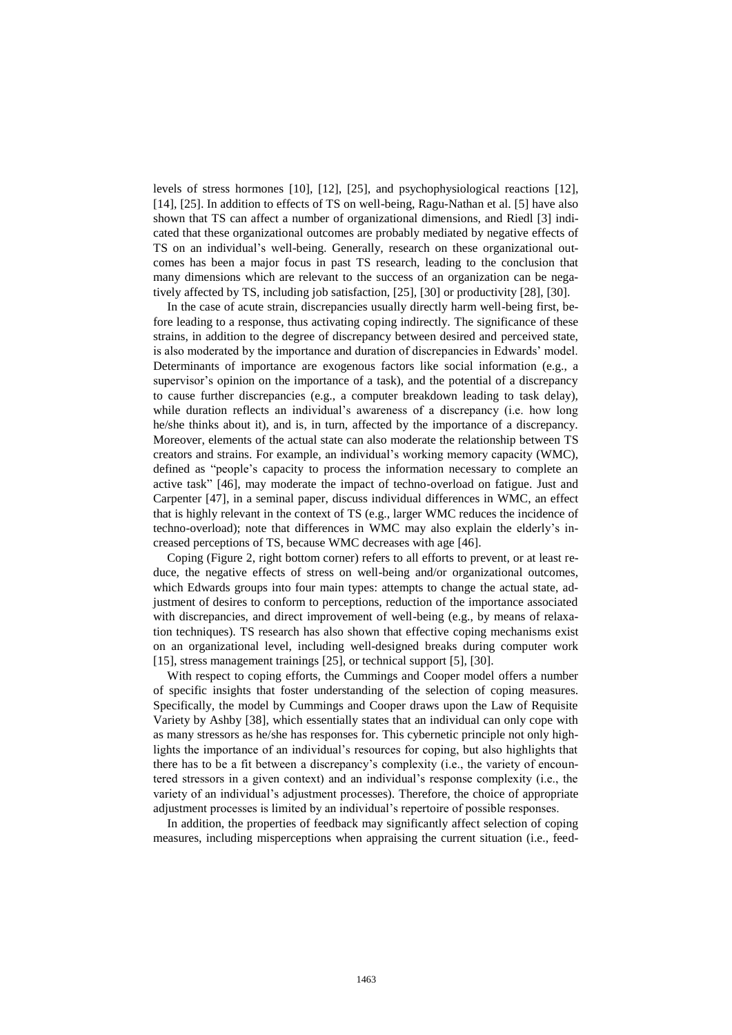levels of stress hormones [10], [12], [25], and psychophysiological reactions [12], [14], [25]. In addition to effects of TS on well-being, Ragu-Nathan et al. [5] have also shown that TS can affect a number of organizational dimensions, and Riedl [3] indicated that these organizational outcomes are probably mediated by negative effects of TS on an individual's well-being. Generally, research on these organizational outcomes has been a major focus in past TS research, leading to the conclusion that many dimensions which are relevant to the success of an organization can be negatively affected by TS, including job satisfaction, [25], [30] or productivity [28], [30].

In the case of acute strain, discrepancies usually directly harm well-being first, before leading to a response, thus activating coping indirectly. The significance of these strains, in addition to the degree of discrepancy between desired and perceived state, is also moderated by the importance and duration of discrepancies in Edwards' model. Determinants of importance are exogenous factors like social information (e.g., a supervisor's opinion on the importance of a task), and the potential of a discrepancy to cause further discrepancies (e.g., a computer breakdown leading to task delay), while duration reflects an individual's awareness of a discrepancy (i.e. how long he/she thinks about it), and is, in turn, affected by the importance of a discrepancy. Moreover, elements of the actual state can also moderate the relationship between TS creators and strains. For example, an individual's working memory capacity (WMC), defined as "people's capacity to process the information necessary to complete an active task" [46], may moderate the impact of techno-overload on fatigue. Just and Carpenter [47], in a seminal paper, discuss individual differences in WMC, an effect that is highly relevant in the context of TS (e.g., larger WMC reduces the incidence of techno-overload); note that differences in WMC may also explain the elderly's increased perceptions of TS, because WMC decreases with age [46].

Coping (Figure 2, right bottom corner) refers to all efforts to prevent, or at least reduce, the negative effects of stress on well-being and/or organizational outcomes, which Edwards groups into four main types: attempts to change the actual state, adjustment of desires to conform to perceptions, reduction of the importance associated with discrepancies, and direct improvement of well-being (e.g., by means of relaxation techniques). TS research has also shown that effective coping mechanisms exist on an organizational level, including well-designed breaks during computer work [15], stress management trainings [25], or technical support [5], [30].

With respect to coping efforts, the Cummings and Cooper model offers a number of specific insights that foster understanding of the selection of coping measures. Specifically, the model by Cummings and Cooper draws upon the Law of Requisite Variety by Ashby [38], which essentially states that an individual can only cope with as many stressors as he/she has responses for. This cybernetic principle not only highlights the importance of an individual's resources for coping, but also highlights that there has to be a fit between a discrepancy's complexity (i.e., the variety of encountered stressors in a given context) and an individual's response complexity (i.e., the variety of an individual's adjustment processes). Therefore, the choice of appropriate adjustment processes is limited by an individual's repertoire of possible responses.

In addition, the properties of feedback may significantly affect selection of coping measures, including misperceptions when appraising the current situation (i.e., feed-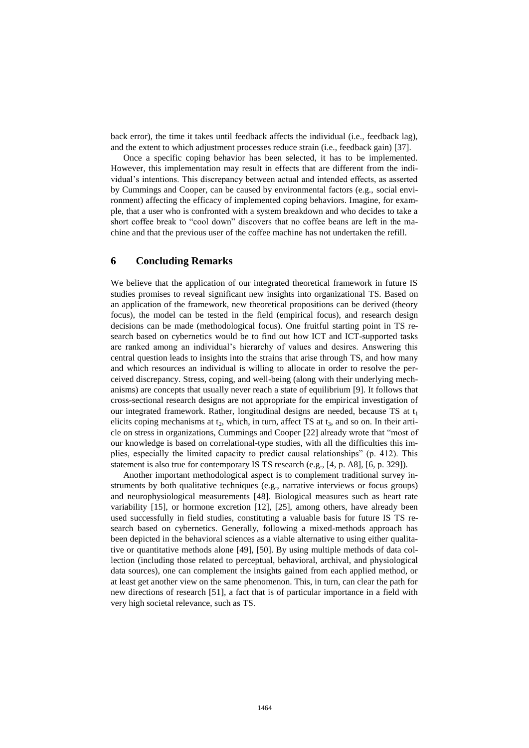back error), the time it takes until feedback affects the individual (i.e., feedback lag), and the extent to which adjustment processes reduce strain (i.e., feedback gain) [37].

Once a specific coping behavior has been selected, it has to be implemented. However, this implementation may result in effects that are different from the individual's intentions. This discrepancy between actual and intended effects, as asserted by Cummings and Cooper, can be caused by environmental factors (e.g., social environment) affecting the efficacy of implemented coping behaviors. Imagine, for example, that a user who is confronted with a system breakdown and who decides to take a short coffee break to "cool down" discovers that no coffee beans are left in the machine and that the previous user of the coffee machine has not undertaken the refill.

## 6 Concluding Remarks

We believe that the application of our integrated theoretical framework in future IS studies promises to reveal significant new insights into organizational TS. Based on an application of the framework, new theoretical propositions can be derived (theory focus), the model can be tested in the field (empirical focus), and research design decisions can be made (methodological focus). One fruitful starting point in TS research based on cybernetics would be to find out how ICT and ICT-supported tasks are ranked among an individual's hierarchy of values and desires. Answering this central question leads to insights into the strains that arise through TS, and how many and which resources an individual is willing to allocate in order to resolve the perceived discrepancy. Stress, coping, and well-being (along with their underlying mechanisms) are concepts that usually never reach a state of equilibrium [9]. It follows that cross-sectional research designs are not appropriate for the empirical investigation of our integrated framework. Rather, longitudinal designs are needed, because TS at $t_1$ elicits coping mechanisms at $t_2$, which, in turn, affect TS at $t_3$, and so on. In their article on stress in organizations, Cummings and Cooper [22] already wrote that "most of our knowledge is based on correlational-type studies, with all the difficulties this implies, especially the limited capacity to predict causal relationships" (p. 412). This statement is also true for contemporary IS TS research (e.g., [4, p. A8], [6, p. 329]).

Another important methodological aspect is to complement traditional survey instruments by both qualitative techniques (e.g., narrative interviews or focus groups) and neurophysiological measurements [48]. Biological measures such as heart rate variability [15], or hormone excretion [12], [25], among others, have already been used successfully in field studies, constituting a valuable basis for future IS TS research based on cybernetics. Generally, following a mixed-methods approach has been depicted in the behavioral sciences as a viable alternative to using either qualitative or quantitative methods alone [49], [50]. By using multiple methods of data collection (including those related to perceptual, behavioral, archival, and physiological data sources), one can complement the insights gained from each applied method, or at least get another view on the same phenomenon. This, in turn, can clear the path for new directions of research [51], a fact that is of particular importance in a field with very high societal relevance, such as TS.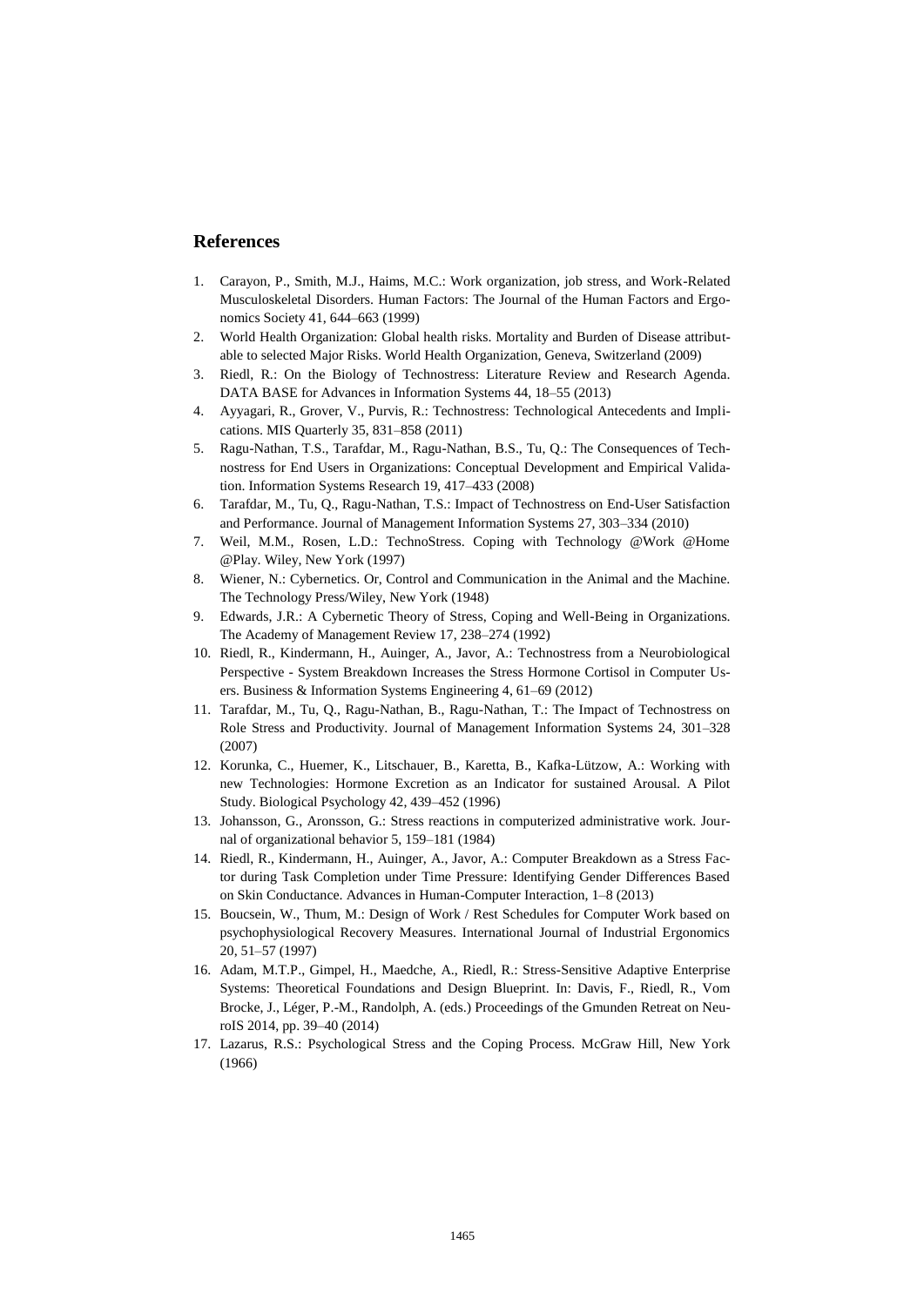## References

1. Carayon, P., Smith, M.J., Haims, M.C.: Work organization, job stress, and Work-Related Musculoskeletal Disorders. Human Factors: The Journal of the Human Factors and Ergonomics Society 41, 644–663 (1999)
2. World Health Organization: Global health risks. Mortality and Burden of Disease attributable to selected Major Risks. World Health Organization, Geneva, Switzerland (2009)
3. Riedl, R.: On the Biology of Technostress: Literature Review and Research Agenda. DATA BASE for Advances in Information Systems 44, 18–55 (2013)
4. Ayyagari, R., Grover, V., Purvis, R.: Technostress: Technological Antecedents and Implications. MIS Quarterly 35, 831–858 (2011)
5. Ragu-Nathan, T.S., Tarafdar, M., Ragu-Nathan, B.S., Tu, Q.: The Consequences of Technostress for End Users in Organizations: Conceptual Development and Empirical Validation. Information Systems Research 19, 417–433 (2008)
6. Tarafdar, M., Tu, Q., Ragu-Nathan, T.S.: Impact of Technostress on End-User Satisfaction and Performance. Journal of Management Information Systems 27, 303–334 (2010)
7. Weil, M.M., Rosen, L.D.: TechnoStress. Coping with Technology @Work @Home @Play. Wiley, New York (1997)
8. Wiener, N.: Cybernetics. Or, Control and Communication in the Animal and the Machine. The Technology Press/Wiley, New York (1948)
9. Edwards, J.R.: A Cybernetic Theory of Stress, Coping and Well-Being in Organizations. The Academy of Management Review 17, 238–274 (1992)
10. Riedl, R., Kindermann, H., Auinger, A., Javor, A.: Technostress from a Neurobiological Perspective - System Breakdown Increases the Stress Hormone Cortisol in Computer Users. Business & Information Systems Engineering 4, 61–69 (2012)
11. Tarafdar, M., Tu, Q., Ragu-Nathan, B., Ragu-Nathan, T.: The Impact of Technostress on Role Stress and Productivity. Journal of Management Information Systems 24, 301–328 (2007)
12. Korunka, C., Huemer, K., Litschauer, B., Karetta, B., Kafka-Lützow, A.: Working with new Technologies: Hormone Excretion as an Indicator for sustained Arousal. A Pilot Study. Biological Psychology 42, 439–452 (1996)
13. Johansson, G., Aronsson, G.: Stress reactions in computerized administrative work. Journal of organizational behavior 5, 159–181 (1984)
14. Riedl, R., Kindermann, H., Auinger, A., Javor, A.: Computer Breakdown as a Stress Factor during Task Completion under Time Pressure: Identifying Gender Differences Based on Skin Conductance. Advances in Human-Computer Interaction, 1–8 (2013)
15. Boucsein, W., Thum, M.: Design of Work / Rest Schedules for Computer Work based on psychophysiological Recovery Measures. International Journal of Industrial Ergonomics 20, 51–57 (1997)
16. Adam, M.T.P., Gimpel, H., Maedche, A., Riedl, R.: Stress-Sensitive Adaptive Enterprise Systems: Theoretical Foundations and Design Blueprint. In: Davis, F., Riedl, R., Vom Brocke, J., Léger, P.-M., Randolph, A. (eds.) Proceedings of the Gmunden Retreat on NeuroIS 2014, pp. 39–40 (2014)
17. Lazarus, R.S.: Psychological Stress and the Coping Process. McGraw Hill, New York (1966)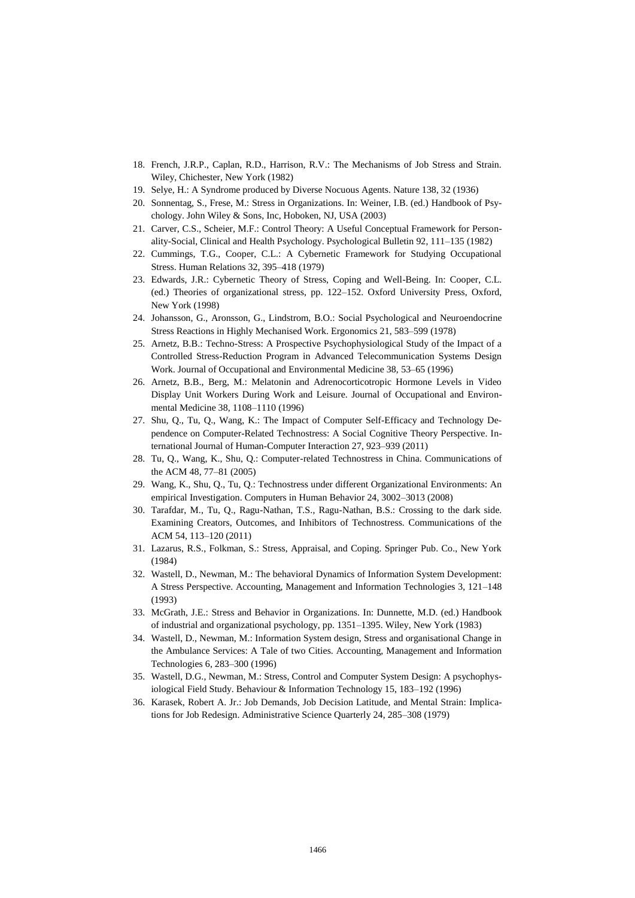18. French, J.R.P., Caplan, R.D., Harrison, R.V.: The Mechanisms of Job Stress and Strain. Wiley, Chichester, New York (1982)
19. Selye, H.: A Syndrome produced by Diverse Nocuous Agents. Nature 138, 32 (1936)
20. Sonnentag, S., Frese, M.: Stress in Organizations. In: Weiner, I.B. (ed.) Handbook of Psychology. John Wiley & Sons, Inc, Hoboken, NJ, USA (2003)
21. Carver, C.S., Scheier, M.F.: Control Theory: A Useful Conceptual Framework for Personality-Social, Clinical and Health Psychology. Psychological Bulletin 92, 111–135 (1982)
22. Cummings, T.G., Cooper, C.L.: A Cybernetic Framework for Studying Occupational Stress. Human Relations 32, 395–418 (1979)
23. Edwards, J.R.: Cybernetic Theory of Stress, Coping and Well-Being. In: Cooper, C.L. (ed.) Theories of organizational stress, pp. 122–152. Oxford University Press, Oxford, New York (1998)
24. Johansson, G., Aronsson, G., Lindstrom, B.O.: Social Psychological and Neuroendocrine Stress Reactions in Highly Mechanised Work. Ergonomics 21, 583–599 (1978)
25. Arnetz, B.B.: Techno-Stress: A Prospective Psychophysiological Study of the Impact of a Controlled Stress-Reduction Program in Advanced Telecommunication Systems Design Work. Journal of Occupational and Environmental Medicine 38, 53–65 (1996)
26. Arnetz, B.B., Berg, M.: Melatonin and Adrenocorticotropic Hormone Levels in Video Display Unit Workers During Work and Leisure. Journal of Occupational and Environmental Medicine 38, 1108–1110 (1996)
27. Shu, Q., Tu, Q., Wang, K.: The Impact of Computer Self-Efficacy and Technology Dependence on Computer-Related Technostress: A Social Cognitive Theory Perspective. International Journal of Human-Computer Interaction 27, 923–939 (2011)
28. Tu, Q., Wang, K., Shu, Q.: Computer-related Technostress in China. Communications of the ACM 48, 77–81 (2005)
29. Wang, K., Shu, Q., Tu, Q.: Technostress under different Organizational Environments: An empirical Investigation. Computers in Human Behavior 24, 3002–3013 (2008)
30. Tarafdar, M., Tu, Q., Ragu-Nathan, T.S., Ragu-Nathan, B.S.: Crossing to the dark side. Examining Creators, Outcomes, and Inhibitors of Technostress. Communications of the ACM 54, 113–120 (2011)
31. Lazarus, R.S., Folkman, S.: Stress, Appraisal, and Coping. Springer Pub. Co., New York (1984)
32. Wastell, D., Newman, M.: The behavioral Dynamics of Information System Development: A Stress Perspective. Accounting, Management and Information Technologies 3, 121–148 (1993)
33. McGrath, J.E.: Stress and Behavior in Organizations. In: Dunnette, M.D. (ed.) Handbook of industrial and organizational psychology, pp. 1351–1395. Wiley, New York (1983)
34. Wastell, D., Newman, M.: Information System design, Stress and organisational Change in the Ambulance Services: A Tale of two Cities. Accounting, Management and Information Technologies 6, 283–300 (1996)
35. Wastell, D.G., Newman, M.: Stress, Control and Computer System Design: A psychophysiological Field Study. Behaviour & Information Technology 15, 183–192 (1996)
36. Karasek, Robert A. Jr.: Job Demands, Job Decision Latitude, and Mental Strain: Implications for Job Redesign. Administrative Science Quarterly 24, 285–308 (1979)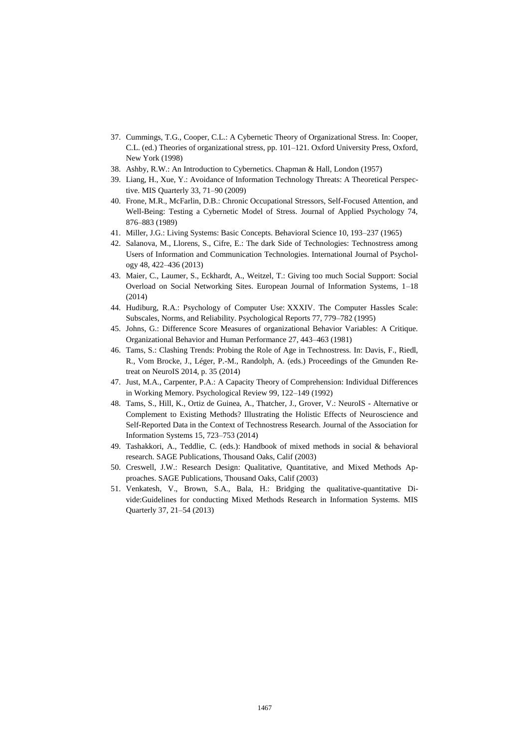37. Cummings, T.G., Cooper, C.L.: A Cybernetic Theory of Organizational Stress. In: Cooper, C.L. (ed.) Theories of organizational stress, pp. 101–121. Oxford University Press, Oxford, New York (1998)
38. Ashby, R.W.: An Introduction to Cybernetics. Chapman & Hall, London (1957)
39. Liang, H., Xue, Y.: Avoidance of Information Technology Threats: A Theoretical Perspective. MIS Quarterly 33, 71–90 (2009)
40. Frone, M.R., McFarlin, D.B.: Chronic Occupational Stressors, Self-Focused Attention, and Well-Being: Testing a Cybernetic Model of Stress. Journal of Applied Psychology 74, 876–883 (1989)
41. Miller, J.G.: Living Systems: Basic Concepts. Behavioral Science 10, 193–237 (1965)
42. Salanova, M., Llorens, S., Cifre, E.: The dark Side of Technologies: Technostress among Users of Information and Communication Technologies. International Journal of Psychology 48, 422–436 (2013)
43. Maier, C., Laumer, S., Eckhardt, A., Weitzel, T.: Giving too much Social Support: Social Overload on Social Networking Sites. European Journal of Information Systems, 1–18 (2014)
44. Hudiburg, R.A.: Psychology of Computer Use: XXXIV. The Computer Hassles Scale: Subscales, Norms, and Reliability. Psychological Reports 77, 779–782 (1995)
45. Johns, G.: Difference Score Measures of organizational Behavior Variables: A Critique. Organizational Behavior and Human Performance 27, 443–463 (1981)
46. Tams, S.: Clashing Trends: Probing the Role of Age in Technostress. In: Davis, F., Riedl, R., Vom Brocke, J., Léger, P.-M., Randolph, A. (eds.) Proceedings of the Gmunden Retreat on NeuroIS 2014, p. 35 (2014)
47. Just, M.A., Carpenter, P.A.: A Capacity Theory of Comprehension: Individual Differences in Working Memory. Psychological Review 99, 122–149 (1992)
48. Tams, S., Hill, K., Ortiz de Guinea, A., Thatcher, J., Grover, V.: NeuroIS - Alternative or Complement to Existing Methods? Illustrating the Holistic Effects of Neuroscience and Self-Reported Data in the Context of Technostress Research. Journal of the Association for Information Systems 15, 723–753 (2014)
49. Tashakkori, A., Teddlie, C. (eds.): Handbook of mixed methods in social & behavioral research. SAGE Publications, Thousand Oaks, Calif (2003)
50. Creswell, J.W.: Research Design: Qualitative, Quantitative, and Mixed Methods Approaches. SAGE Publications, Thousand Oaks, Calif (2003)
51. Venkatesh, V., Brown, S.A., Bala, H.: Bridging the qualitative-quantitative Divide:Guidelines for conducting Mixed Methods Research in Information Systems. MIS Quarterly 37, 21–54 (2013)